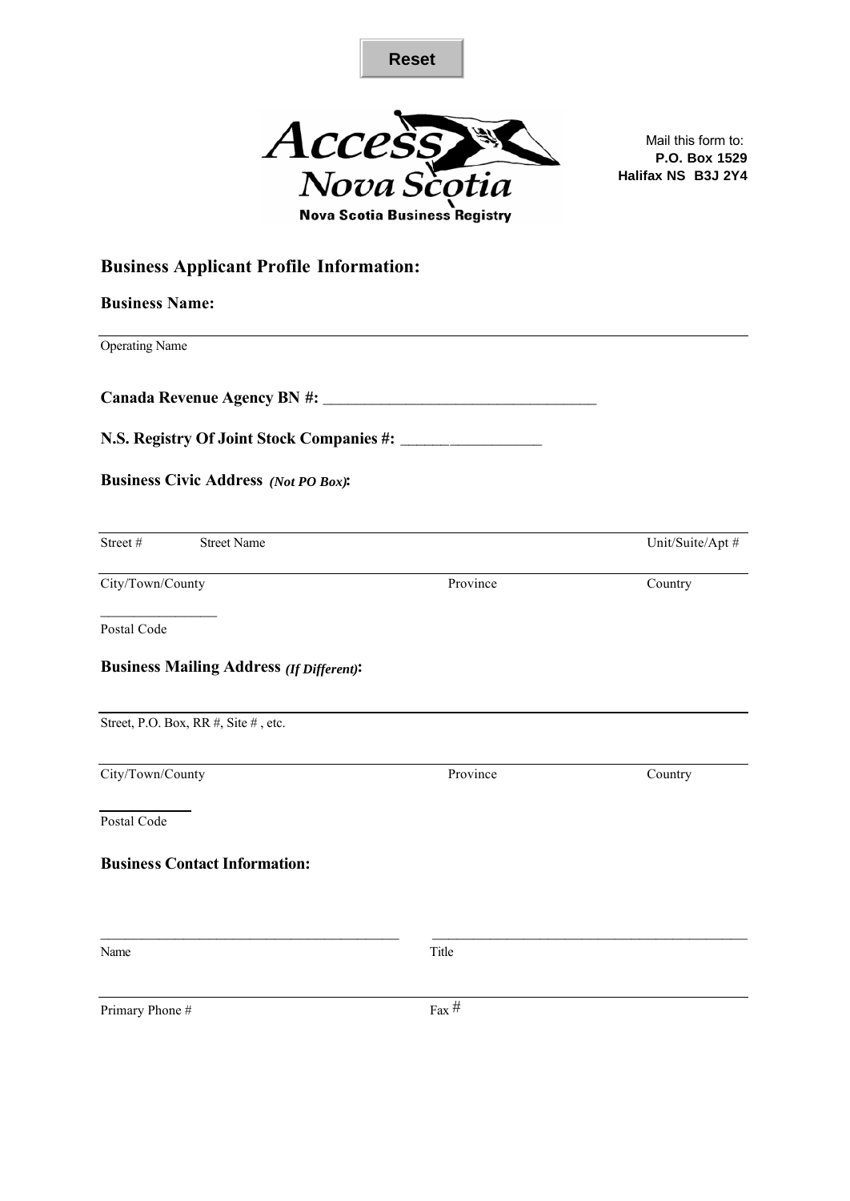Reset

Access Nova Scotia

Nova Scotia Business Registry

Mail this form to:
**P.O. Box 1529**
**Halifax NS B3J 2Y4**

## Business Applicant Profile Information:

### Business Name:

---

Operating Name

**Canada Revenue Agency BN #:** ___________________________________

**N.S. Registry Of Joint Stock Companies #:** __________________

### Business Civic Address *(Not PO Box)*:

---

Street # Street Name Unit/Suite/Apt #

---

City/Town/County Province Country

_________________
Postal Code

### Business Mailing Address *(If Different)*:

---

Street, P.O. Box, RR #, Site # , etc.

---

City/Town/County Province Country

_____________
Postal Code

### Business Contact Information:

_____________________________________________ _______________________________________________

Name Title

---

Primary Phone # Fax #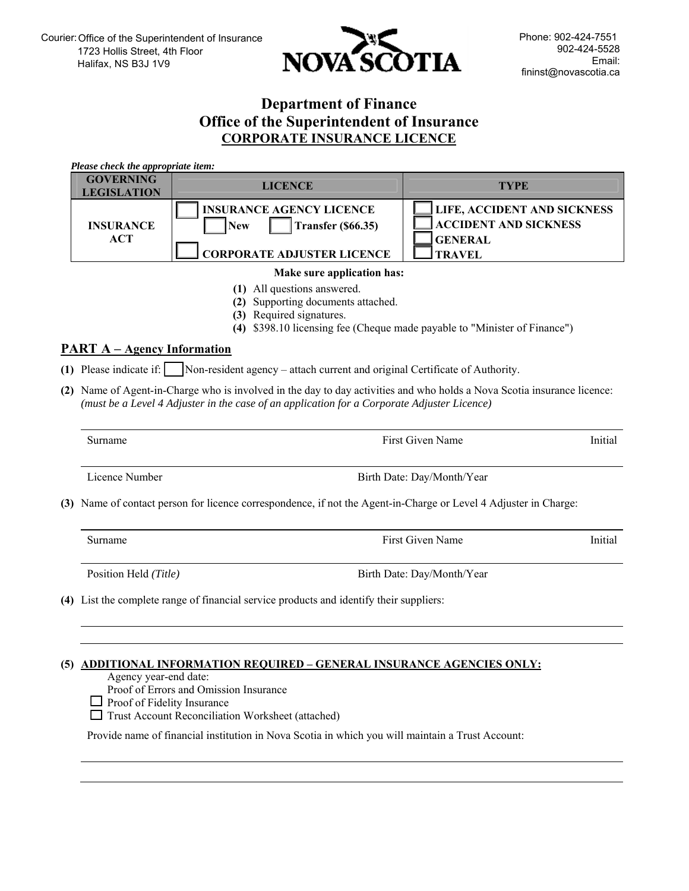Courier: Office of the Superintendent of Insurance
1723 Hollis Street, 4th Floor
Halifax, NS B3J 1V9

**NOVA SCOTIA**

Phone: 902-424-7551
902-424-5528
Email:
fininst@novascotia.ca

# Department of Finance
# Office of the Superintendent of Insurance
## CORPORATE INSURANCE LICENCE

***Please check the appropriate item:***

| GOVERNING LEGISLATION | LICENCE | TYPE |
|---|---|---|
| **INSURANCE ACT** | ☐ **INSURANCE AGENCY LICENCE**<br>☐ **New** ☐ **Transfer ($66.35)**<br>☐ **CORPORATE ADJUSTER LICENCE** | ☐ **LIFE, ACCIDENT AND SICKNESS**<br>☐ **ACCIDENT AND SICKNESS**<br>☐ **GENERAL**<br>☐ **TRAVEL** |

**Make sure application has:**

**(1)** All questions answered.
**(2)** Supporting documents attached.
**(3)** Required signatures.
**(4)** $398.10 licensing fee (Cheque made payable to "Minister of Finance")

## PART A – Agency Information

**(1)** Please indicate if: ☐ Non-resident agency – attach current and original Certificate of Authority.

**(2)** Name of Agent-in-Charge who is involved in the day to day activities and who holds a Nova Scotia insurance licence: *(must be a Level 4 Adjuster in the case of an application for a Corporate Adjuster Licence)*

Surname _______________ First Given Name _______________ Initial ___

Licence Number _______________ Birth Date: Day/Month/Year _______________

**(3)** Name of contact person for licence correspondence, if not the Agent-in-Charge or Level 4 Adjuster in Charge:

Surname _______________ First Given Name _______________ Initial ___

Position Held *(Title)* _______________ Birth Date: Day/Month/Year _______________

**(4)** List the complete range of financial service products and identify their suppliers:

_______________________________________________

_______________________________________________

**(5)** **ADDITIONAL INFORMATION REQUIRED – GENERAL INSURANCE AGENCIES ONLY:**

Agency year-end date:
Proof of Errors and Omission Insurance
☐ Proof of Fidelity Insurance
☐ Trust Account Reconciliation Worksheet (attached)

Provide name of financial institution in Nova Scotia in which you will maintain a Trust Account:

_______________________________________________

_______________________________________________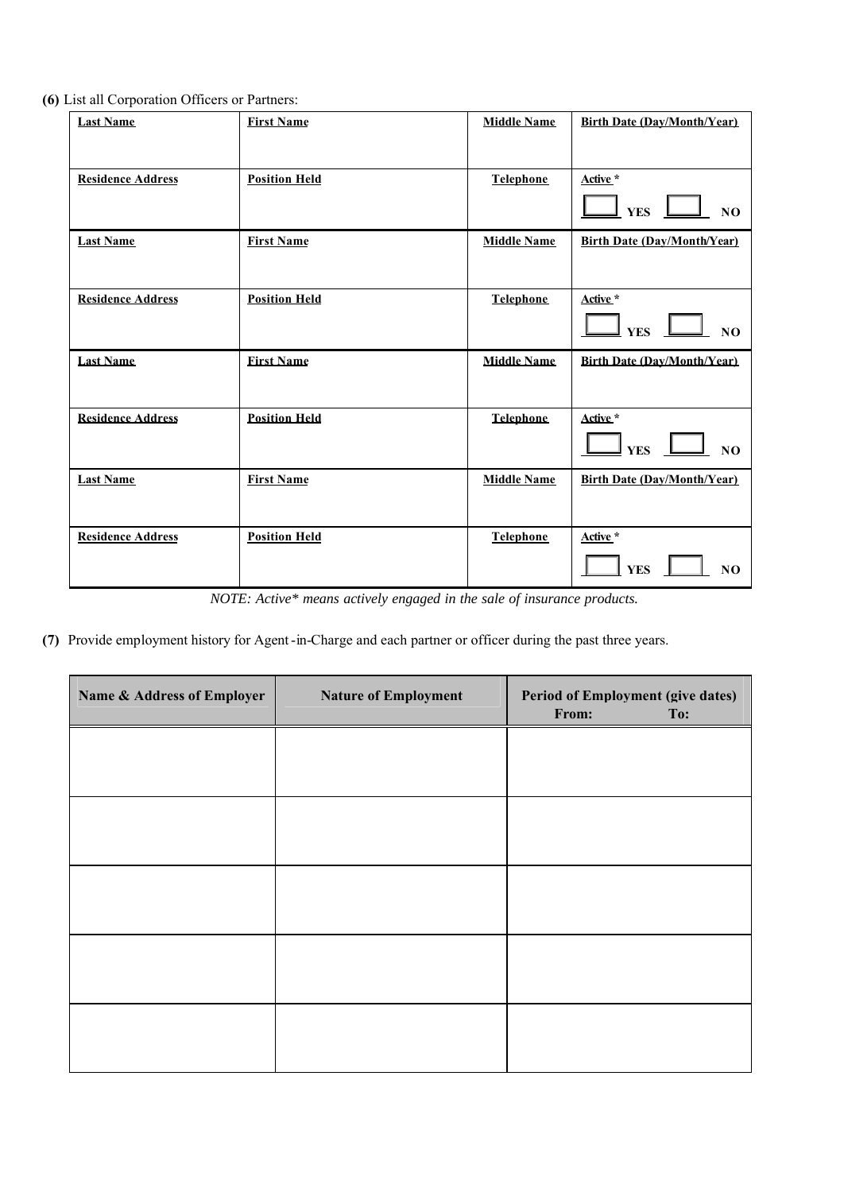**(6)** List all Corporation Officers or Partners:

| Last Name | First Name | Middle Name | Birth Date (Day/Month/Year) |
|---|---|---|---|
| | | | |
| **Residence Address** | **Position Held** | **Telephone** | **Active \*** ☐ YES ☐ NO |
| | | | |
| **Last Name** | **First Name** | **Middle Name** | **Birth Date (Day/Month/Year)** |
| | | | |
| **Residence Address** | **Position Held** | **Telephone** | **Active \*** ☐ YES ☐ NO |
| | | | |
| **Last Name** | **First Name** | **Middle Name** | **Birth Date (Day/Month/Year)** |
| | | | |
| **Residence Address** | **Position Held** | **Telephone** | **Active \*** ☐ YES ☐ NO |
| | | | |
| **Last Name** | **First Name** | **Middle Name** | **Birth Date (Day/Month/Year)** |
| | | | |
| **Residence Address** | **Position Held** | **Telephone** | **Active \*** ☐ YES ☐ NO |
| | | | |

*NOTE: Active\* means actively engaged in the sale of insurance products.*

**(7)** Provide employment history for Agent-in-Charge and each partner or officer during the past three years.

| Name & Address of Employer | Nature of Employment | Period of Employment (give dates) From: To: |
|---|---|---|
| | | |
| | | |
| | | |
| | | |
| | | |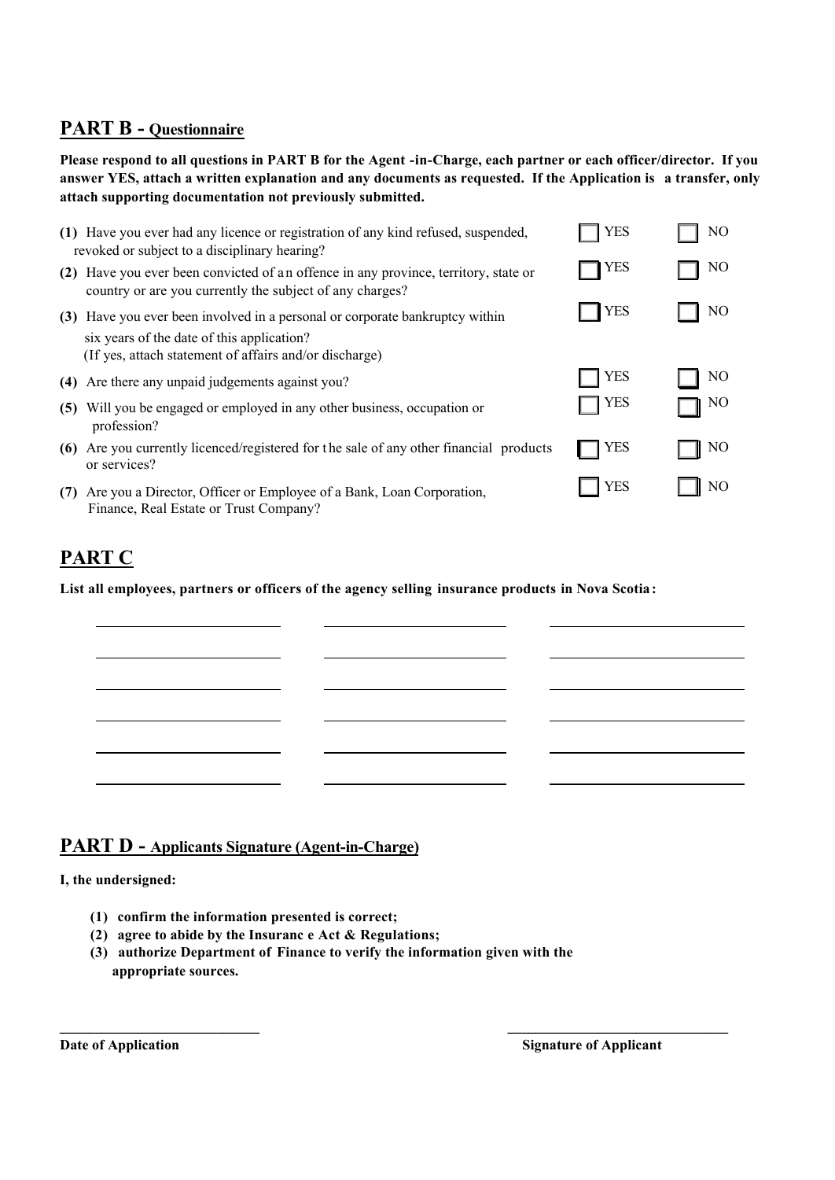## PART B - Questionnaire

**Please respond to all questions in PART B for the Agent -in-Charge, each partner or each officer/director. If you answer YES, attach a written explanation and any documents as requested. If the Application is a transfer, only attach supporting documentation not previously submitted.**

| Question | | |
|---|---|---|
| **(1)** Have you ever had any licence or registration of any kind refused, suspended, revoked or subject to a disciplinary hearing? | ☐ YES | ☐ NO |
| **(2)** Have you ever been convicted of an offence in any province, territory, state or country or are you currently the subject of any charges? | ☐ YES | ☐ NO |
| **(3)** Have you ever been involved in a personal or corporate bankruptcy within six years of the date of this application? (If yes, attach statement of affairs and/or discharge) | ☐ YES | ☐ NO |
| **(4)** Are there any unpaid judgements against you? | ☐ YES | ☐ NO |
| **(5)** Will you be engaged or employed in any other business, occupation or profession? | ☐ YES | ☐ NO |
| **(6)** Are you currently licenced/registered for the sale of any other financial products or services? | ☐ YES | ☐ NO |
| **(7)** Are you a Director, Officer or Employee of a Bank, Loan Corporation, Finance, Real Estate or Trust Company? | ☐ YES | ☐ NO |

## PART C

**List all employees, partners or officers of the agency selling insurance products in Nova Scotia:**

| | | |
|---|---|---|
| ____________________ | ____________________ | ____________________ |
| ____________________ | ____________________ | ____________________ |
| ____________________ | ____________________ | ____________________ |
| ____________________ | ____________________ | ____________________ |
| ____________________ | ____________________ | ____________________ |
| ____________________ | ____________________ | ____________________ |

## PART D - Applicants Signature (Agent-in-Charge)

**I, the undersigned:**

**(1) confirm the information presented is correct;**
**(2) agree to abide by the Insurance Act & Regulations;**
**(3) authorize Department of Finance to verify the information given with the appropriate sources.**

____________________ ____________________

**Date of Application** **Signature of Applicant**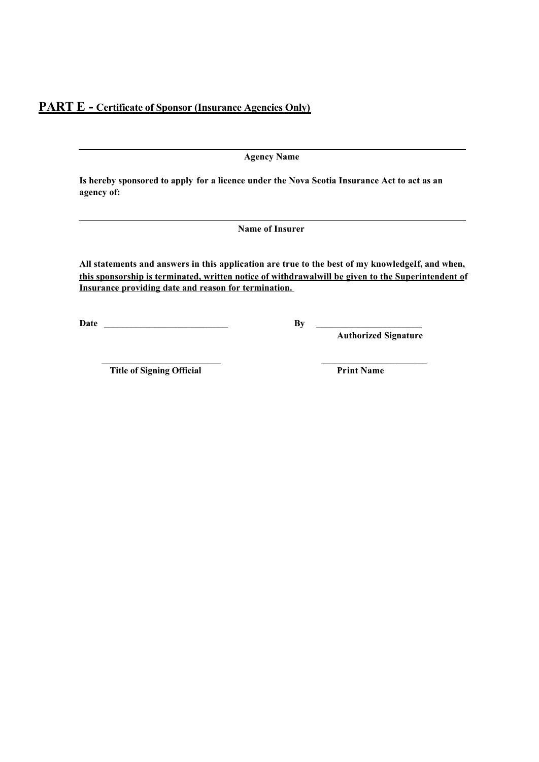## PART E - Certificate of Sponsor (Insurance Agencies Only)

\_\_\_\_\_\_\_\_\_\_\_\_\_\_\_\_\_\_\_\_\_\_\_\_\_\_\_\_\_\_\_\_\_\_\_\_\_\_\_\_\_\_\_\_\_\_\_\_\_\_\_\_

**Agency Name**

**Is hereby sponsored to apply for a licence under the Nova Scotia Insurance Act to act as an agency of:**

\_\_\_\_\_\_\_\_\_\_\_\_\_\_\_\_\_\_\_\_\_\_\_\_\_\_\_\_\_\_\_\_\_\_\_\_\_\_\_\_\_\_\_\_\_\_\_\_\_\_\_\_

**Name of Insurer**

**All statements and answers in this application are true to the best of my knowledge<u>If, and when, this sponsorship is terminated, written notice of withdrawalwill be given to the Superintendent of Insurance providing date and reason for termination.</u>**

**Date** \_\_\_\_\_\_\_\_\_\_\_\_\_\_\_\_\_\_\_\_\_\_\_\_\_\_\_\_ **By** \_\_\_\_\_\_\_\_\_\_\_\_\_\_\_\_\_\_\_\_\_\_\_\_\_\_
**Authorized Signature**

\_\_\_\_\_\_\_\_\_\_\_\_\_\_\_\_\_\_\_\_\_\_\_\_\_\_\_\_ \_\_\_\_\_\_\_\_\_\_\_\_\_\_\_\_\_\_\_\_\_\_\_\_\_\_
**Title of Signing Official** **Print Name**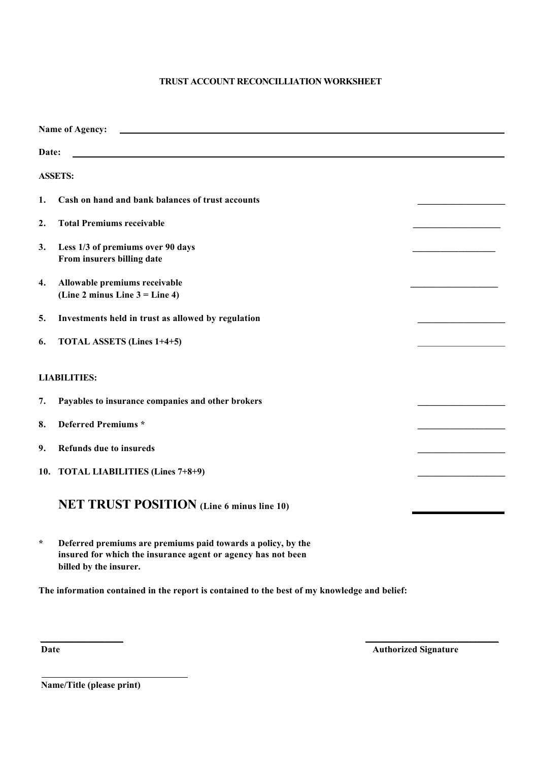# TRUST ACCOUNT RECONCILLIATION WORKSHEET

**Name of Agency:** ______________________________

**Date:** ______________________________

**ASSETS:**

1. **Cash on hand and bank balances of trust accounts** ____________
2. **Total Premiums receivable** ____________
3. **Less 1/3 of premiums over 90 days From insurers billing date** ____________
4. **Allowable premiums receivable (Line 2 minus Line 3 = Line 4)** ____________
5. **Investments held in trust as allowed by regulation** ____________
6. **TOTAL ASSETS (Lines 1+4+5)** ____________

**LIABILITIES:**

7. **Payables to insurance companies and other brokers** ____________
8. **Deferred Premiums *** ____________
9. **Refunds due to insureds** ____________
10. **TOTAL LIABILITIES (Lines 7+8+9)** ____________

**NET TRUST POSITION (Line 6 minus line 10)** ____________

\* **Deferred premiums are premiums paid towards a policy, by the insured for which the insurance agent or agency has not been billed by the insurer.**

**The information contained in the report is contained to the best of my knowledge and belief:**

____________ **Date**

____________ **Authorized Signature**

____________ **Name/Title (please print)**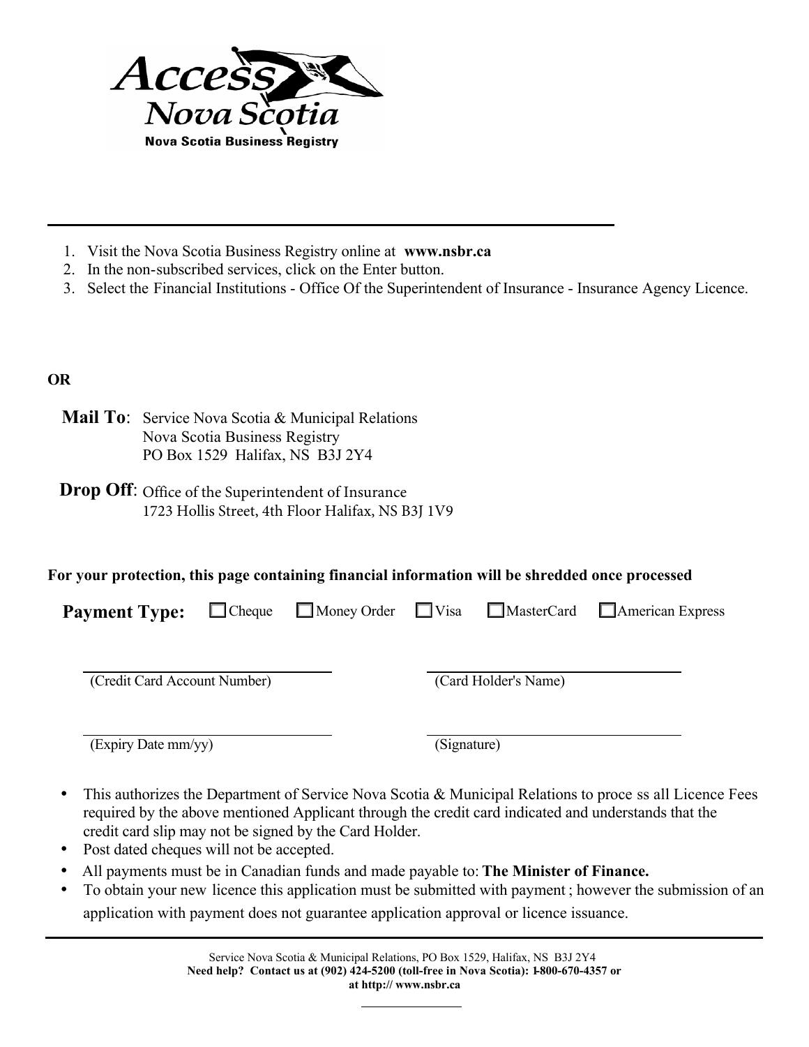**Access Nova Scotia**
**Nova Scotia Business Registry**

---

1. Visit the Nova Scotia Business Registry online at **www.nsbr.ca**
2. In the non-subscribed services, click on the Enter button.
3. Select the Financial Institutions - Office Of the Superintendent of Insurance - Insurance Agency Licence.

**OR**

**Mail To**: Service Nova Scotia & Municipal Relations
Nova Scotia Business Registry
PO Box 1529 Halifax, NS B3J 2Y4

**Drop Off**: Office of the Superintendent of Insurance
1723 Hollis Street, 4th Floor Halifax, NS B3J 1V9

**For your protection, this page containing financial information will be shredded once processed**

**Payment Type:** ☐ Cheque ☐ Money Order ☐ Visa ☐ MasterCard ☐ American Express

______________________________ ______________________________
(Credit Card Account Number) (Card Holder's Name)

______________________________ ______________________________
(Expiry Date mm/yy) (Signature)

- This authorizes the Department of Service Nova Scotia & Municipal Relations to proce ss all Licence Fees required by the above mentioned Applicant through the credit card indicated and understands that the credit card slip may not be signed by the Card Holder.
- Post dated cheques will not be accepted.
- All payments must be in Canadian funds and made payable to: **The Minister of Finance.**
- To obtain your new licence this application must be submitted with payment ; however the submission of an application with payment does not guarantee application approval or licence issuance.

---

Service Nova Scotia & Municipal Relations, PO Box 1529, Halifax, NS B3J 2Y4
**Need help? Contact us at (902) 424-5200 (toll-free in Nova Scotia): 1-800-670-4357 or at http:// www.nsbr.ca**